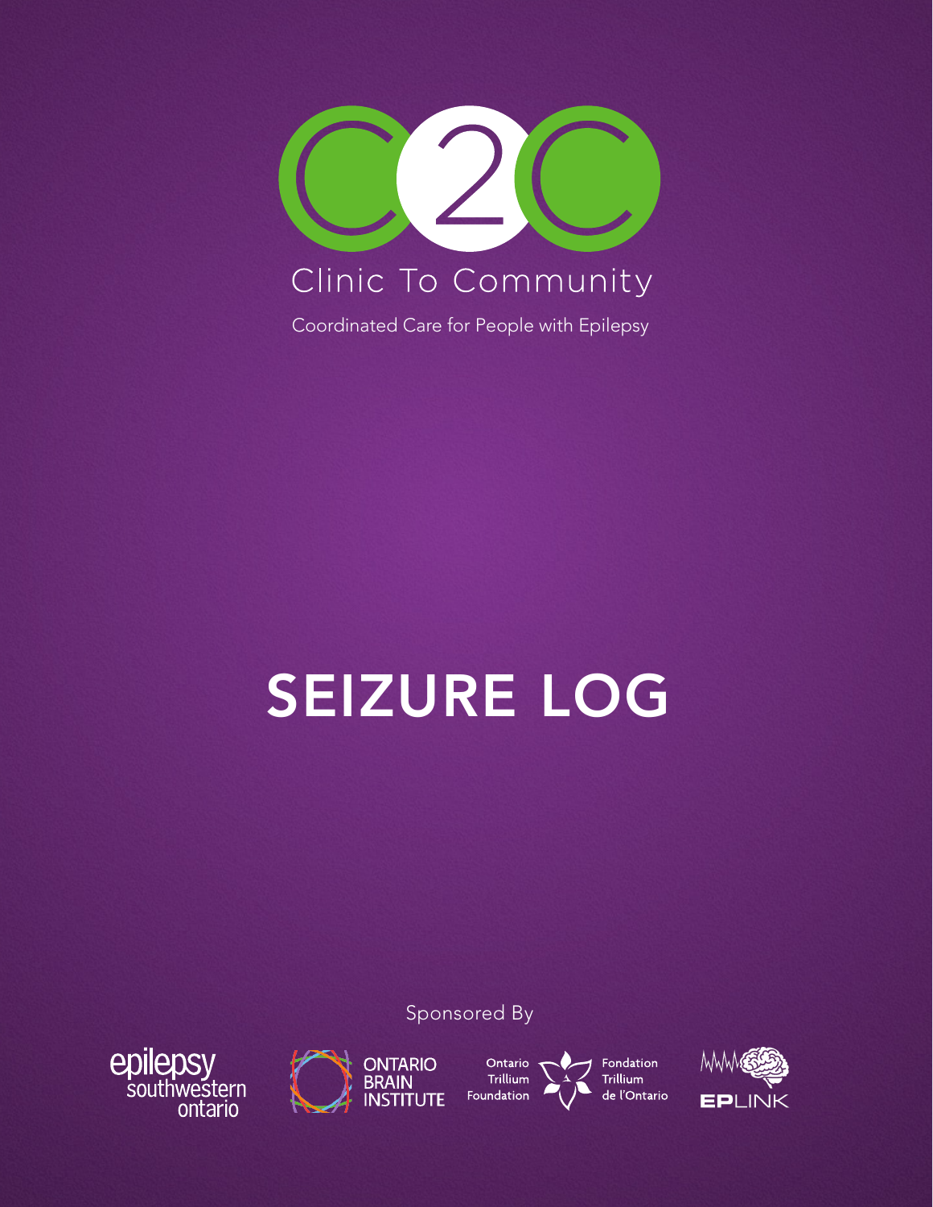C2C

Clinic To Community

Coordinated Care for People with Epilepsy

# SEIZURE LOG

Sponsored By

epilepsy southwestern ontario

ONTARIO BRAIN INSTITUTE

Ontario Trillium Foundation

Fondation Trillium de l'Ontario

EPLINK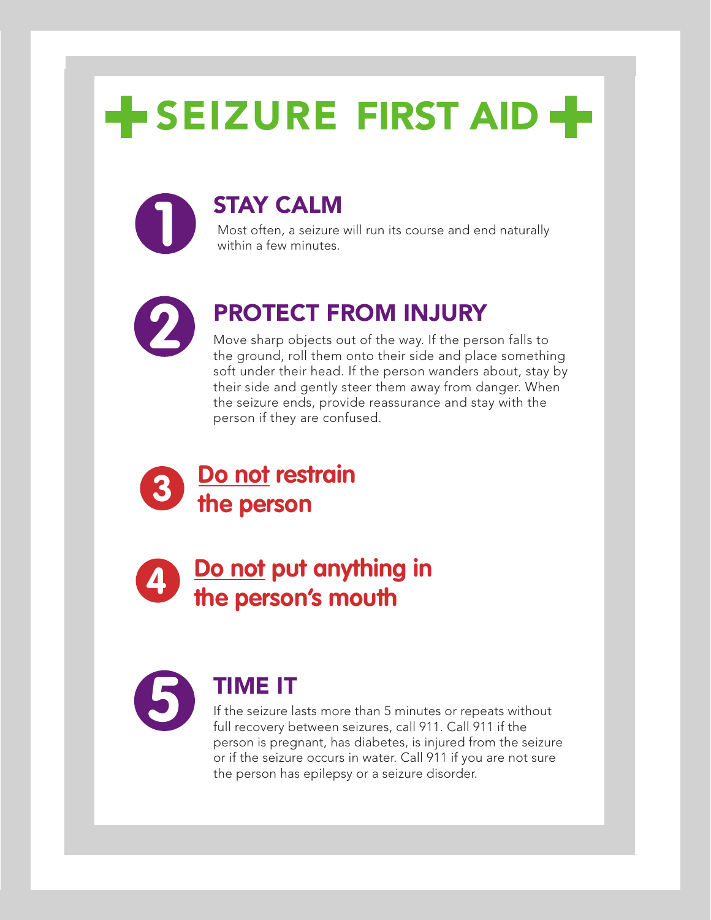# SEIZURE FIRST AID

## 1 STAY CALM

Most often, a seizure will run its course and end naturally within a few minutes.

## 2 PROTECT FROM INJURY

Move sharp objects out of the way. If the person falls to the ground, roll them onto their side and place something soft under their head. If the person wanders about, stay by their side and gently steer them away from danger. When the seizure ends, provide reassurance and stay with the person if they are confused.

## 3 Do not restrain the person

## 4 Do not put anything in the person's mouth

## 5 TIME IT

If the seizure lasts more than 5 minutes or repeats without full recovery between seizures, call 911. Call 911 if the person is pregnant, has diabetes, is injured from the seizure or if the seizure occurs in water. Call 911 if you are not sure the person has epilepsy or a seizure disorder.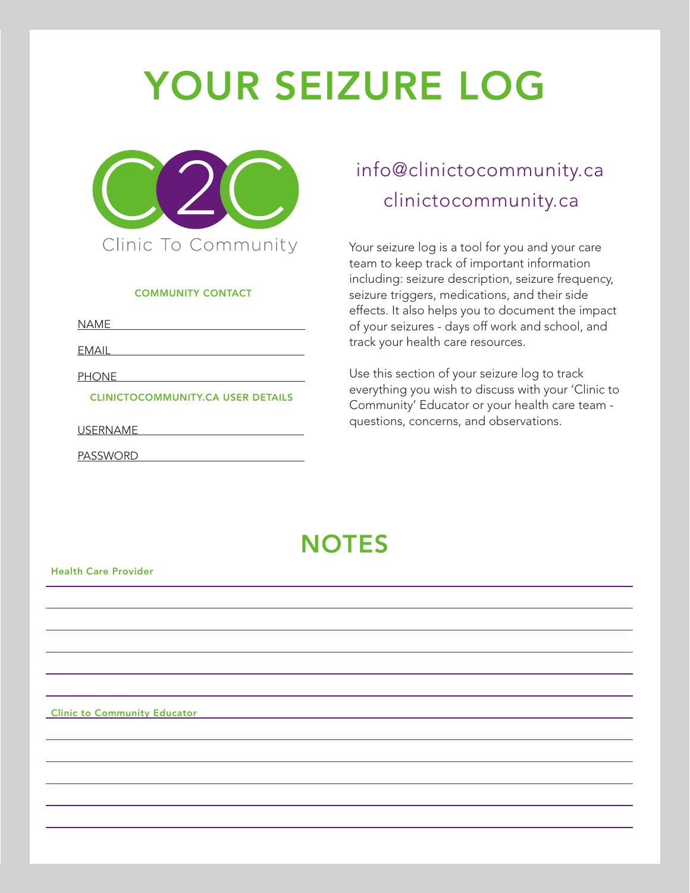# YOUR SEIZURE LOG

Clinic To Community

**COMMUNITY CONTACT**

NAME \_\_\_\_\_\_\_\_\_\_\_\_\_\_\_\_\_\_\_\_\_\_\_\_\_\_\_\_

EMAIL \_\_\_\_\_\_\_\_\_\_\_\_\_\_\_\_\_\_\_\_\_\_\_\_\_\_\_\_

PHONE \_\_\_\_\_\_\_\_\_\_\_\_\_\_\_\_\_\_\_\_\_\_\_\_\_\_\_\_

**CLINICTOCOMMUNITY.CA USER DETAILS**

USERNAME \_\_\_\_\_\_\_\_\_\_\_\_\_\_\_\_\_\_\_\_\_\_\_\_\_\_\_\_

PASSWORD \_\_\_\_\_\_\_\_\_\_\_\_\_\_\_\_\_\_\_\_\_\_\_\_\_\_\_\_

info@clinictocommunity.ca
clinictocommunity.ca

Your seizure log is a tool for you and your care team to keep track of important information including: seizure description, seizure frequency, seizure triggers, medications, and their side effects. It also helps you to document the impact of your seizures - days off work and school, and track your health care resources.

Use this section of your seizure log to track everything you wish to discuss with your 'Clinic to Community' Educator or your health care team - questions, concerns, and observations.

## NOTES

**Health Care Provider**

**Clinic to Community Educator**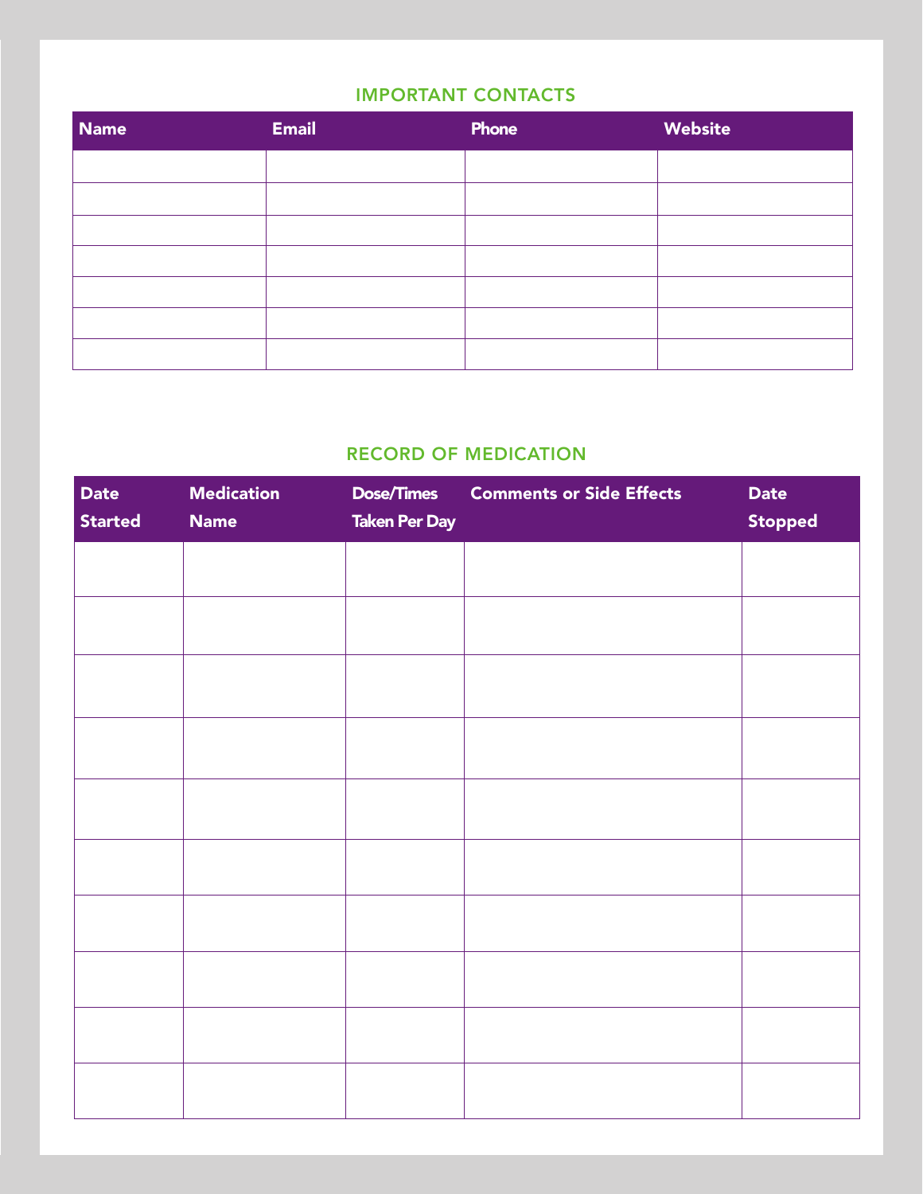## IMPORTANT CONTACTS

| Name | Email | Phone | Website |
|---|---|---|---|
| | | | |
| | | | |
| | | | |
| | | | |
| | | | |
| | | | |
| | | | |

## RECORD OF MEDICATION

| Date Started | Medication Name | Dose/Times Taken Per Day | Comments or Side Effects | Date Stopped |
|---|---|---|---|---|
| | | | | |
| | | | | |
| | | | | |
| | | | | |
| | | | | |
| | | | | |
| | | | | |
| | | | | |
| | | | | |
| | | | | |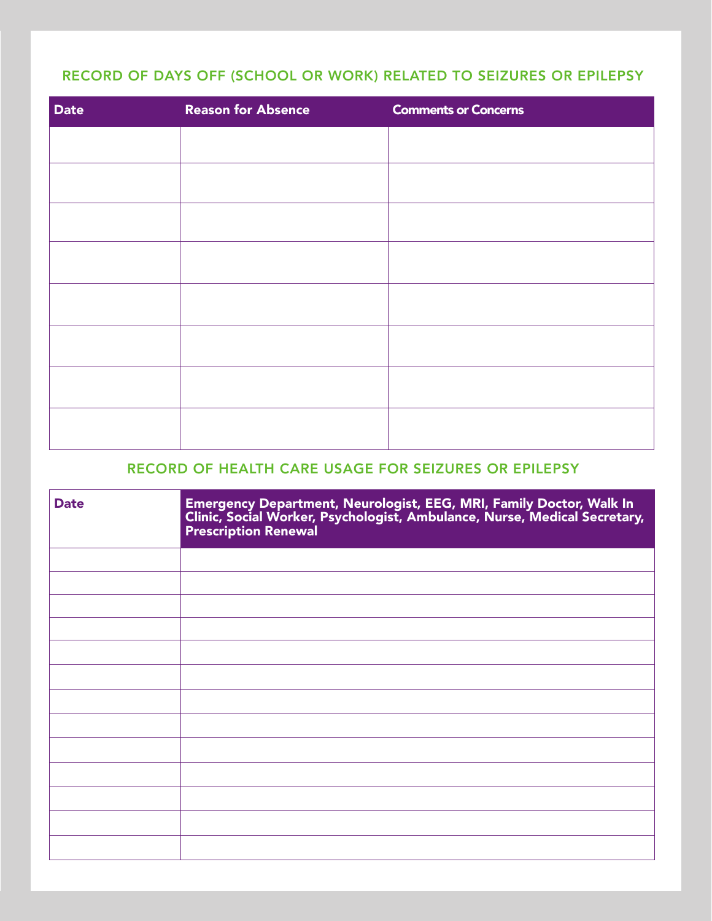## RECORD OF DAYS OFF (SCHOOL OR WORK) RELATED TO SEIZURES OR EPILEPSY

| Date | Reason for Absence | Comments or Concerns |
|---|---|---|
| | | |
| | | |
| | | |
| | | |
| | | |
| | | |
| | | |
| | | |

## RECORD OF HEALTH CARE USAGE FOR SEIZURES OR EPILEPSY

| Date | Emergency Department, Neurologist, EEG, MRI, Family Doctor, Walk In Clinic, Social Worker, Psychologist, Ambulance, Nurse, Medical Secretary, Prescription Renewal |
|---|---|
| | |
| | |
| | |
| | |
| | |
| | |
| | |
| | |
| | |
| | |
| | |
| | |
| | |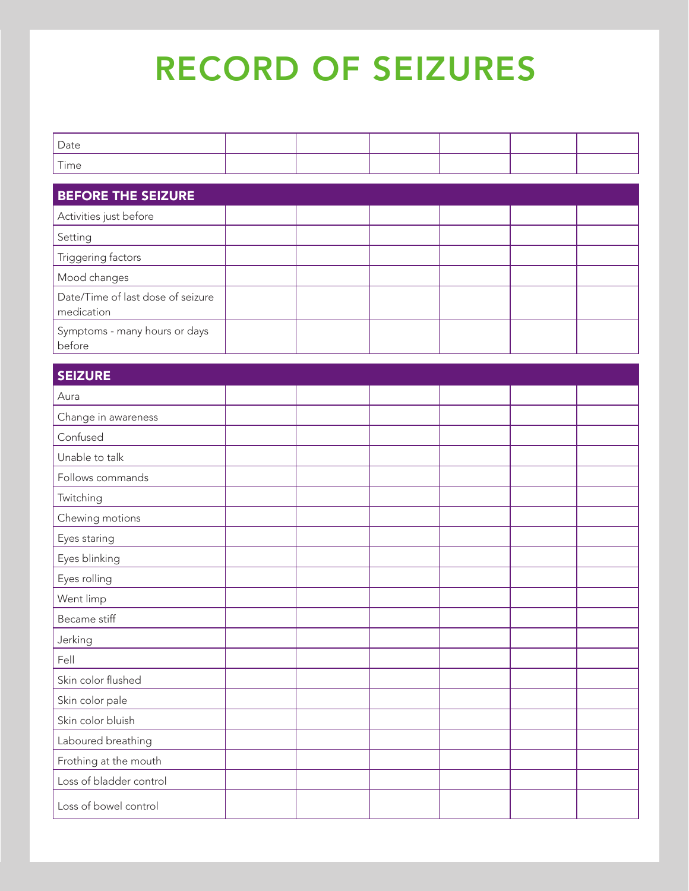# RECORD OF SEIZURES

| Date | | | | | | |
|---|---|---|---|---|---|---|
| Time | | | | | | |
| **BEFORE THE SEIZURE** | | | | | | |
| Activities just before | | | | | | |
| Setting | | | | | | |
| Triggering factors | | | | | | |
| Mood changes | | | | | | |
| Date/Time of last dose of seizure medication | | | | | | |
| Symptoms - many hours or days before | | | | | | |
| **SEIZURE** | | | | | | |
| Aura | | | | | | |
| Change in awareness | | | | | | |
| Confused | | | | | | |
| Unable to talk | | | | | | |
| Follows commands | | | | | | |
| Twitching | | | | | | |
| Chewing motions | | | | | | |
| Eyes staring | | | | | | |
| Eyes blinking | | | | | | |
| Eyes rolling | | | | | | |
| Went limp | | | | | | |
| Became stiff | | | | | | |
| Jerking | | | | | | |
| Fell | | | | | | |
| Skin color flushed | | | | | | |
| Skin color pale | | | | | | |
| Skin color bluish | | | | | | |
| Laboured breathing | | | | | | |
| Frothing at the mouth | | | | | | |
| Loss of bladder control | | | | | | |
| Loss of bowel control | | | | | | |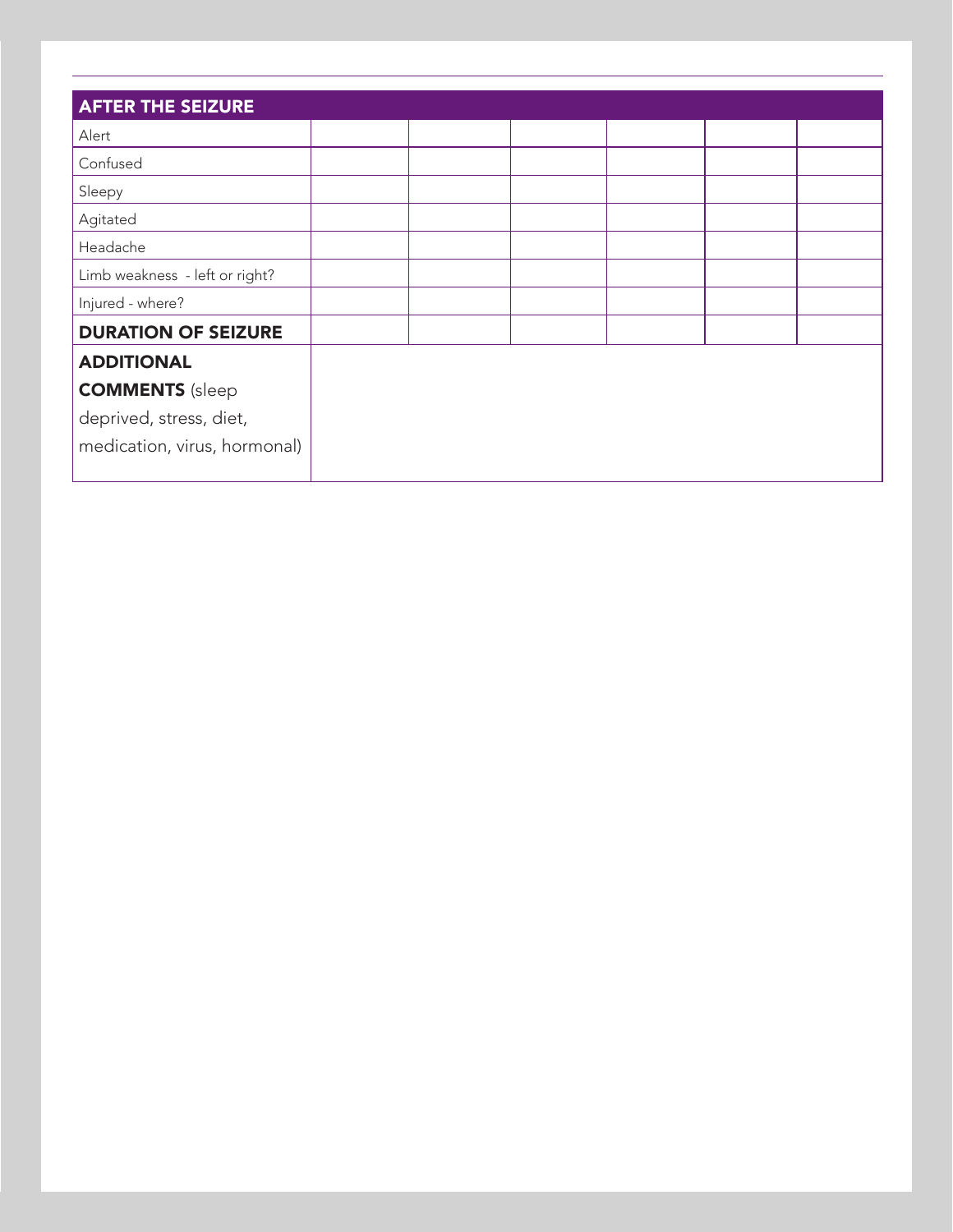| AFTER THE SEIZURE | | | | | | |
|---|---|---|---|---|---|---|
| Alert | | | | | | |
| Confused | | | | | | |
| Sleepy | | | | | | |
| Agitated | | | | | | |
| Headache | | | | | | |
| Limb weakness - left or right? | | | | | | |
| Injured - where? | | | | | | |
| **DURATION OF SEIZURE** | | | | | | |
| **ADDITIONAL COMMENTS** (sleep deprived, stress, diet, medication, virus, hormonal) | | | | | | |